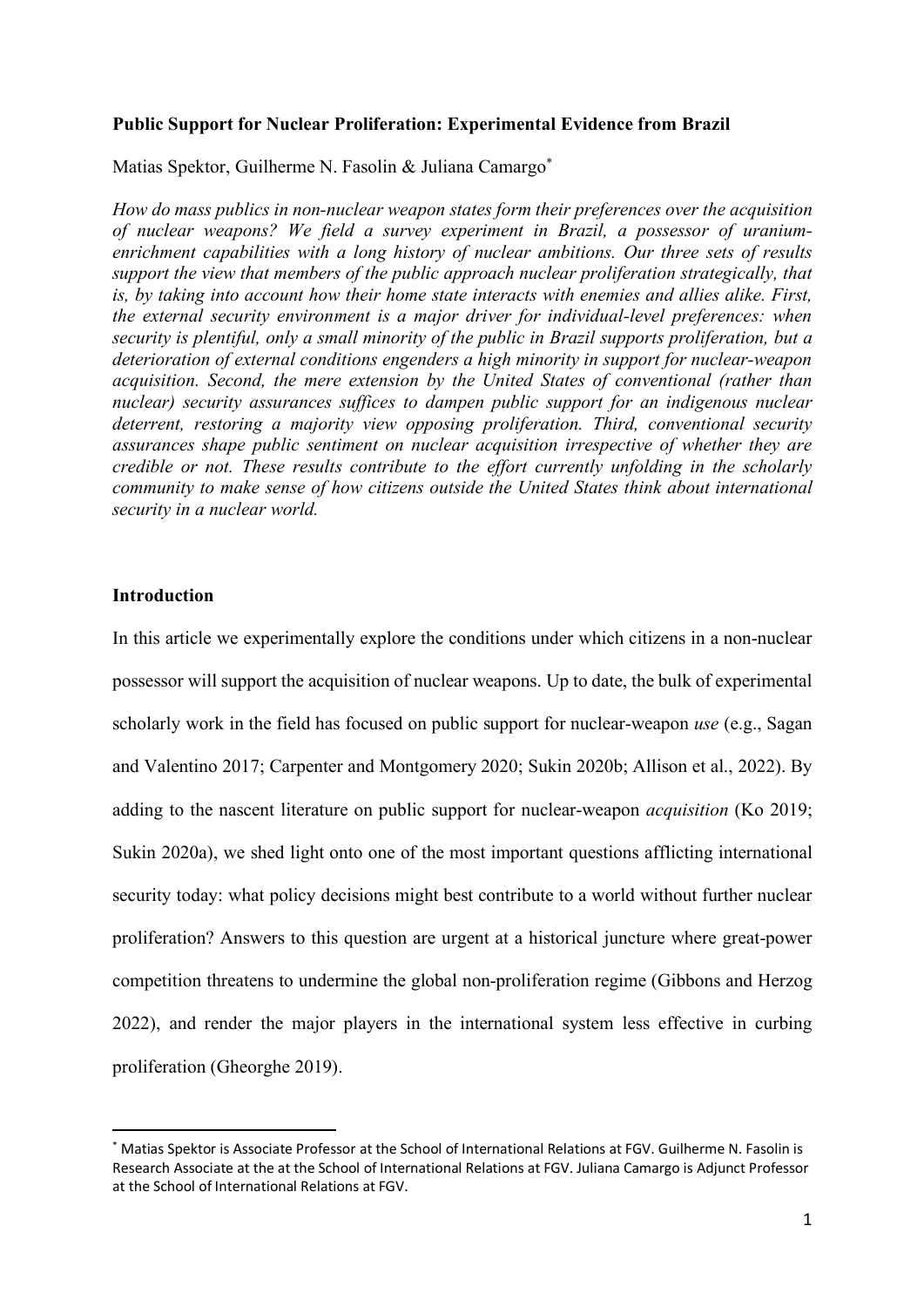**Public Support for Nuclear Proliferation: Experimental Evidence from Brazil**

Matias Spektor, Guilherme N. Fasolin & Juliana Camargo*

*How do mass publics in non-nuclear weapon states form their preferences over the acquisition of nuclear weapons? We field a survey experiment in Brazil, a possessor of uranium-enrichment capabilities with a long history of nuclear ambitions. Our three sets of results support the view that members of the public approach nuclear proliferation strategically, that is, by taking into account how their home state interacts with enemies and allies alike. First, the external security environment is a major driver for individual-level preferences: when security is plentiful, only a small minority of the public in Brazil supports proliferation, but a deterioration of external conditions engenders a high minority in support for nuclear-weapon acquisition. Second, the mere extension by the United States of conventional (rather than nuclear) security assurances suffices to dampen public support for an indigenous nuclear deterrent, restoring a majority view opposing proliferation. Third, conventional security assurances shape public sentiment on nuclear acquisition irrespective of whether they are credible or not. These results contribute to the effort currently unfolding in the scholarly community to make sense of how citizens outside the United States think about international security in a nuclear world.*

## Introduction

In this article we experimentally explore the conditions under which citizens in a non-nuclear possessor will support the acquisition of nuclear weapons. Up to date, the bulk of experimental scholarly work in the field has focused on public support for nuclear-weapon *use* (e.g., Sagan and Valentino 2017; Carpenter and Montgomery 2020; Sukin 2020b; Allison et al., 2022). By adding to the nascent literature on public support for nuclear-weapon *acquisition* (Ko 2019; Sukin 2020a), we shed light onto one of the most important questions afflicting international security today: what policy decisions might best contribute to a world without further nuclear proliferation? Answers to this question are urgent at a historical juncture where great-power competition threatens to undermine the global non-proliferation regime (Gibbons and Herzog 2022), and render the major players in the international system less effective in curbing proliferation (Gheorghe 2019).

* Matias Spektor is Associate Professor at the School of International Relations at FGV. Guilherme N. Fasolin is Research Associate at the at the School of International Relations at FGV. Juliana Camargo is Adjunct Professor at the School of International Relations at FGV.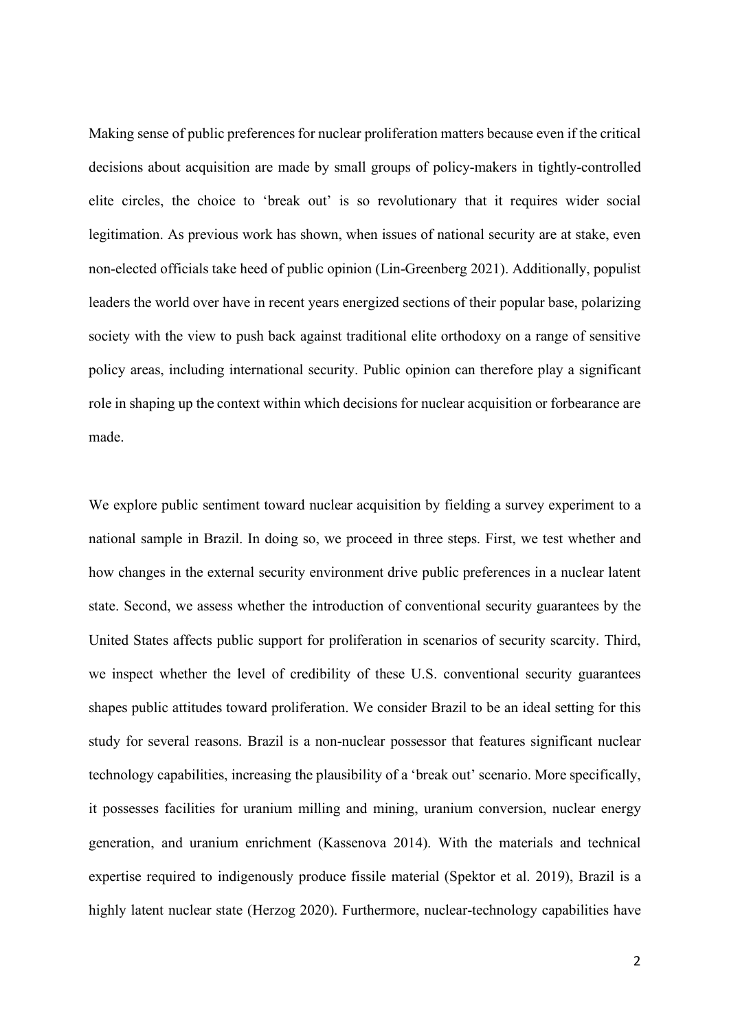Making sense of public preferences for nuclear proliferation matters because even if the critical decisions about acquisition are made by small groups of policy-makers in tightly-controlled elite circles, the choice to 'break out' is so revolutionary that it requires wider social legitimation. As previous work has shown, when issues of national security are at stake, even non-elected officials take heed of public opinion (Lin-Greenberg 2021). Additionally, populist leaders the world over have in recent years energized sections of their popular base, polarizing society with the view to push back against traditional elite orthodoxy on a range of sensitive policy areas, including international security. Public opinion can therefore play a significant role in shaping up the context within which decisions for nuclear acquisition or forbearance are made.

We explore public sentiment toward nuclear acquisition by fielding a survey experiment to a national sample in Brazil. In doing so, we proceed in three steps. First, we test whether and how changes in the external security environment drive public preferences in a nuclear latent state. Second, we assess whether the introduction of conventional security guarantees by the United States affects public support for proliferation in scenarios of security scarcity. Third, we inspect whether the level of credibility of these U.S. conventional security guarantees shapes public attitudes toward proliferation. We consider Brazil to be an ideal setting for this study for several reasons. Brazil is a non-nuclear possessor that features significant nuclear technology capabilities, increasing the plausibility of a 'break out' scenario. More specifically, it possesses facilities for uranium milling and mining, uranium conversion, nuclear energy generation, and uranium enrichment (Kassenova 2014). With the materials and technical expertise required to indigenously produce fissile material (Spektor et al. 2019), Brazil is a highly latent nuclear state (Herzog 2020). Furthermore, nuclear-technology capabilities have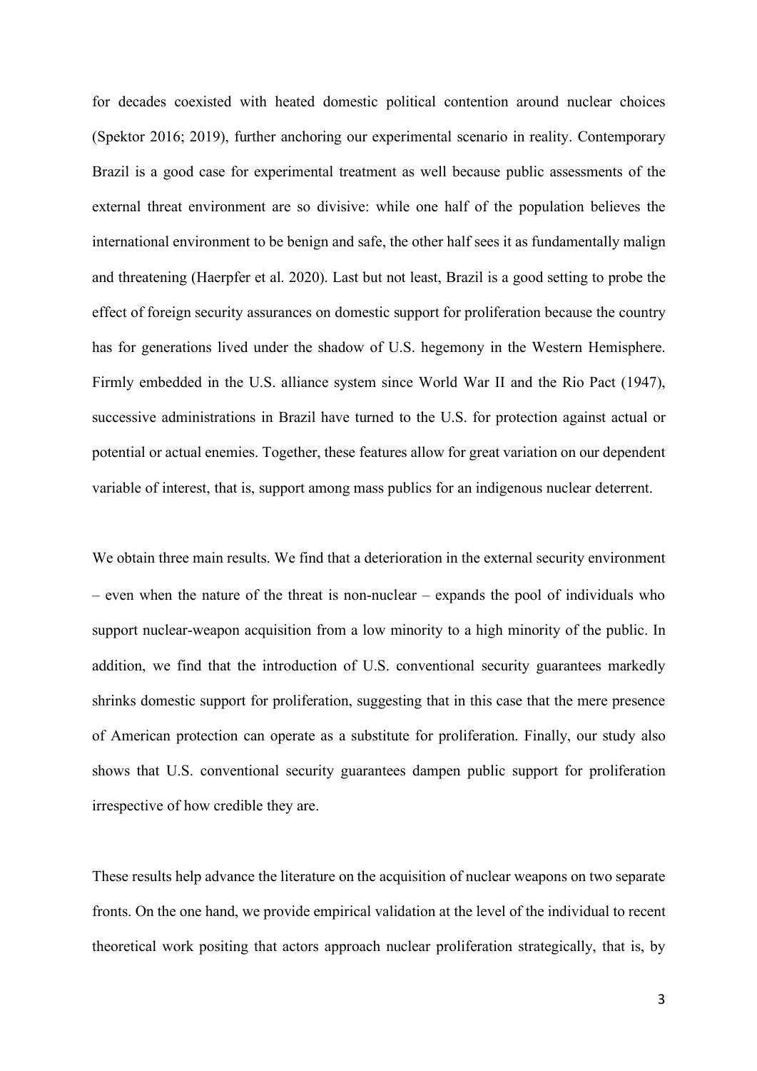for decades coexisted with heated domestic political contention around nuclear choices (Spektor 2016; 2019), further anchoring our experimental scenario in reality. Contemporary Brazil is a good case for experimental treatment as well because public assessments of the external threat environment are so divisive: while one half of the population believes the international environment to be benign and safe, the other half sees it as fundamentally malign and threatening (Haerpfer et al. 2020). Last but not least, Brazil is a good setting to probe the effect of foreign security assurances on domestic support for proliferation because the country has for generations lived under the shadow of U.S. hegemony in the Western Hemisphere. Firmly embedded in the U.S. alliance system since World War II and the Rio Pact (1947), successive administrations in Brazil have turned to the U.S. for protection against actual or potential or actual enemies. Together, these features allow for great variation on our dependent variable of interest, that is, support among mass publics for an indigenous nuclear deterrent.

We obtain three main results. We find that a deterioration in the external security environment – even when the nature of the threat is non-nuclear – expands the pool of individuals who support nuclear-weapon acquisition from a low minority to a high minority of the public. In addition, we find that the introduction of U.S. conventional security guarantees markedly shrinks domestic support for proliferation, suggesting that in this case that the mere presence of American protection can operate as a substitute for proliferation. Finally, our study also shows that U.S. conventional security guarantees dampen public support for proliferation irrespective of how credible they are.

These results help advance the literature on the acquisition of nuclear weapons on two separate fronts. On the one hand, we provide empirical validation at the level of the individual to recent theoretical work positing that actors approach nuclear proliferation strategically, that is, by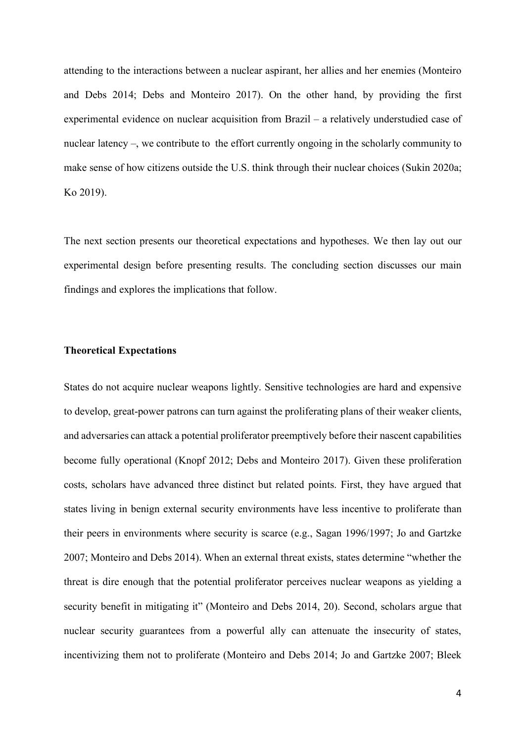attending to the interactions between a nuclear aspirant, her allies and her enemies (Monteiro and Debs 2014; Debs and Monteiro 2017). On the other hand, by providing the first experimental evidence on nuclear acquisition from Brazil – a relatively understudied case of nuclear latency –, we contribute to the effort currently ongoing in the scholarly community to make sense of how citizens outside the U.S. think through their nuclear choices (Sukin 2020a; Ko 2019).

The next section presents our theoretical expectations and hypotheses. We then lay out our experimental design before presenting results. The concluding section discusses our main findings and explores the implications that follow.

## Theoretical Expectations

States do not acquire nuclear weapons lightly. Sensitive technologies are hard and expensive to develop, great-power patrons can turn against the proliferating plans of their weaker clients, and adversaries can attack a potential proliferator preemptively before their nascent capabilities become fully operational (Knopf 2012; Debs and Monteiro 2017). Given these proliferation costs, scholars have advanced three distinct but related points. First, they have argued that states living in benign external security environments have less incentive to proliferate than their peers in environments where security is scarce (e.g., Sagan 1996/1997; Jo and Gartzke 2007; Monteiro and Debs 2014). When an external threat exists, states determine "whether the threat is dire enough that the potential proliferator perceives nuclear weapons as yielding a security benefit in mitigating it" (Monteiro and Debs 2014, 20). Second, scholars argue that nuclear security guarantees from a powerful ally can attenuate the insecurity of states, incentivizing them not to proliferate (Monteiro and Debs 2014; Jo and Gartzke 2007; Bleek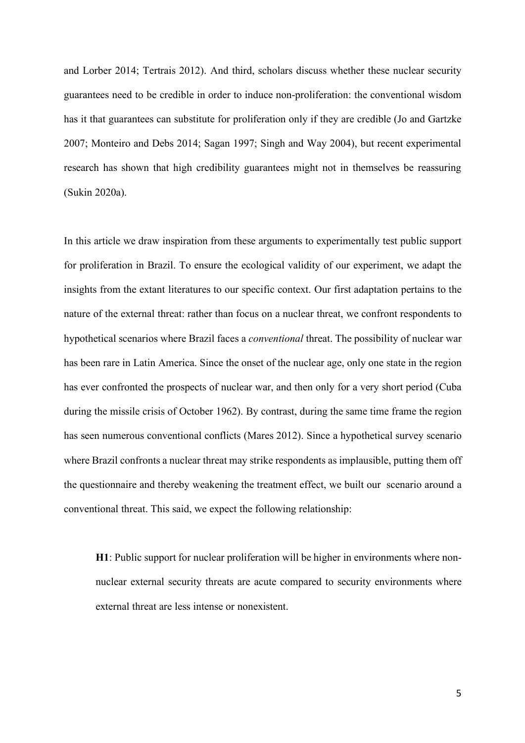and Lorber 2014; Tertrais 2012). And third, scholars discuss whether these nuclear security guarantees need to be credible in order to induce non-proliferation: the conventional wisdom has it that guarantees can substitute for proliferation only if they are credible (Jo and Gartzke 2007; Monteiro and Debs 2014; Sagan 1997; Singh and Way 2004), but recent experimental research has shown that high credibility guarantees might not in themselves be reassuring (Sukin 2020a).

In this article we draw inspiration from these arguments to experimentally test public support for proliferation in Brazil. To ensure the ecological validity of our experiment, we adapt the insights from the extant literatures to our specific context. Our first adaptation pertains to the nature of the external threat: rather than focus on a nuclear threat, we confront respondents to hypothetical scenarios where Brazil faces a *conventional* threat. The possibility of nuclear war has been rare in Latin America. Since the onset of the nuclear age, only one state in the region has ever confronted the prospects of nuclear war, and then only for a very short period (Cuba during the missile crisis of October 1962). By contrast, during the same time frame the region has seen numerous conventional conflicts (Mares 2012). Since a hypothetical survey scenario where Brazil confronts a nuclear threat may strike respondents as implausible, putting them off the questionnaire and thereby weakening the treatment effect, we built our scenario around a conventional threat. This said, we expect the following relationship:

> **H1**: Public support for nuclear proliferation will be higher in environments where non-nuclear external security threats are acute compared to security environments where external threat are less intense or nonexistent.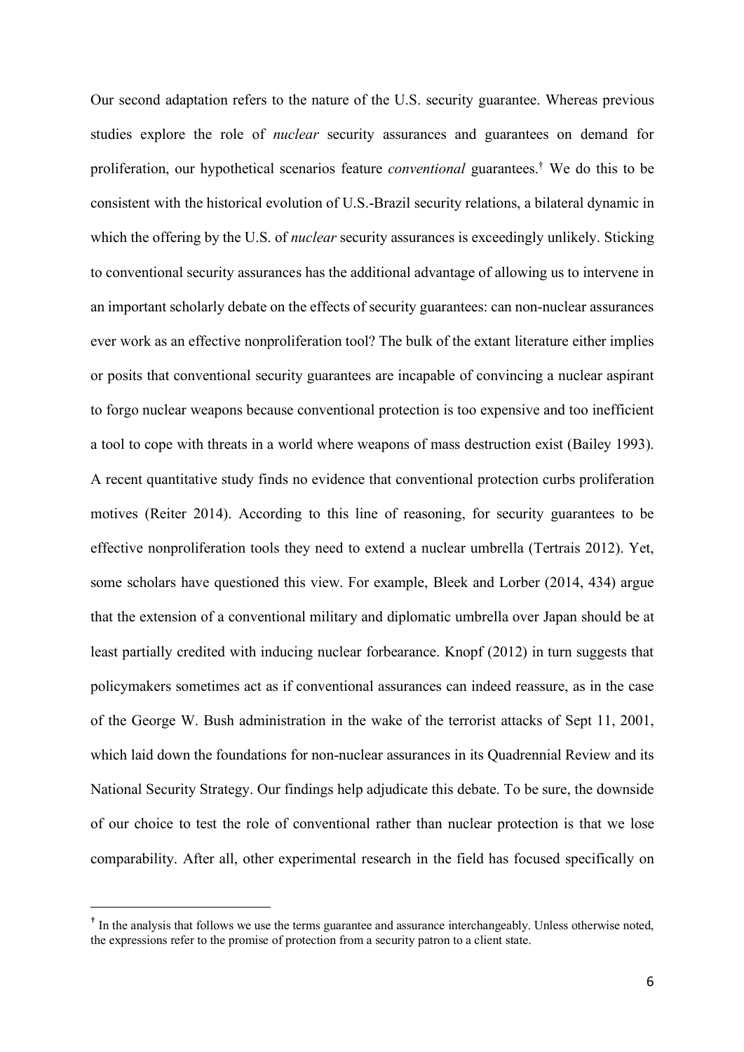Our second adaptation refers to the nature of the U.S. security guarantee. Whereas previous studies explore the role of *nuclear* security assurances and guarantees on demand for proliferation, our hypothetical scenarios feature *conventional* guarantees.† We do this to be consistent with the historical evolution of U.S.-Brazil security relations, a bilateral dynamic in which the offering by the U.S. of *nuclear* security assurances is exceedingly unlikely. Sticking to conventional security assurances has the additional advantage of allowing us to intervene in an important scholarly debate on the effects of security guarantees: can non-nuclear assurances ever work as an effective nonproliferation tool? The bulk of the extant literature either implies or posits that conventional security guarantees are incapable of convincing a nuclear aspirant to forgo nuclear weapons because conventional protection is too expensive and too inefficient a tool to cope with threats in a world where weapons of mass destruction exist (Bailey 1993). A recent quantitative study finds no evidence that conventional protection curbs proliferation motives (Reiter 2014). According to this line of reasoning, for security guarantees to be effective nonproliferation tools they need to extend a nuclear umbrella (Tertrais 2012). Yet, some scholars have questioned this view. For example, Bleek and Lorber (2014, 434) argue that the extension of a conventional military and diplomatic umbrella over Japan should be at least partially credited with inducing nuclear forbearance. Knopf (2012) in turn suggests that policymakers sometimes act as if conventional assurances can indeed reassure, as in the case of the George W. Bush administration in the wake of the terrorist attacks of Sept 11, 2001, which laid down the foundations for non-nuclear assurances in its Quadrennial Review and its National Security Strategy. Our findings help adjudicate this debate. To be sure, the downside of our choice to test the role of conventional rather than nuclear protection is that we lose comparability. After all, other experimental research in the field has focused specifically on

† In the analysis that follows we use the terms guarantee and assurance interchangeably. Unless otherwise noted, the expressions refer to the promise of protection from a security patron to a client state.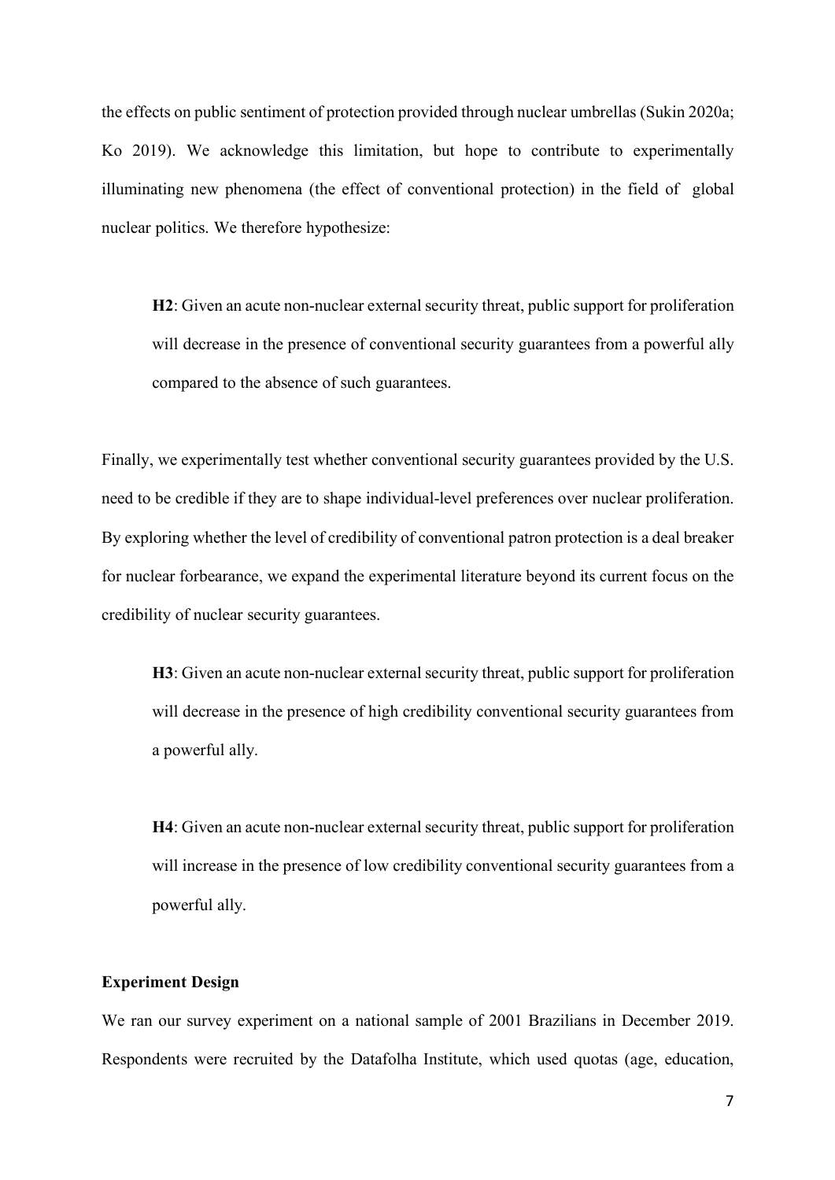the effects on public sentiment of protection provided through nuclear umbrellas (Sukin 2020a; Ko 2019). We acknowledge this limitation, but hope to contribute to experimentally illuminating new phenomena (the effect of conventional protection) in the field of global nuclear politics. We therefore hypothesize:

> **H2**: Given an acute non-nuclear external security threat, public support for proliferation will decrease in the presence of conventional security guarantees from a powerful ally compared to the absence of such guarantees.

Finally, we experimentally test whether conventional security guarantees provided by the U.S. need to be credible if they are to shape individual-level preferences over nuclear proliferation. By exploring whether the level of credibility of conventional patron protection is a deal breaker for nuclear forbearance, we expand the experimental literature beyond its current focus on the credibility of nuclear security guarantees.

> **H3**: Given an acute non-nuclear external security threat, public support for proliferation will decrease in the presence of high credibility conventional security guarantees from a powerful ally.

> **H4**: Given an acute non-nuclear external security threat, public support for proliferation will increase in the presence of low credibility conventional security guarantees from a powerful ally.

### Experiment Design

We ran our survey experiment on a national sample of 2001 Brazilians in December 2019. Respondents were recruited by the Datafolha Institute, which used quotas (age, education,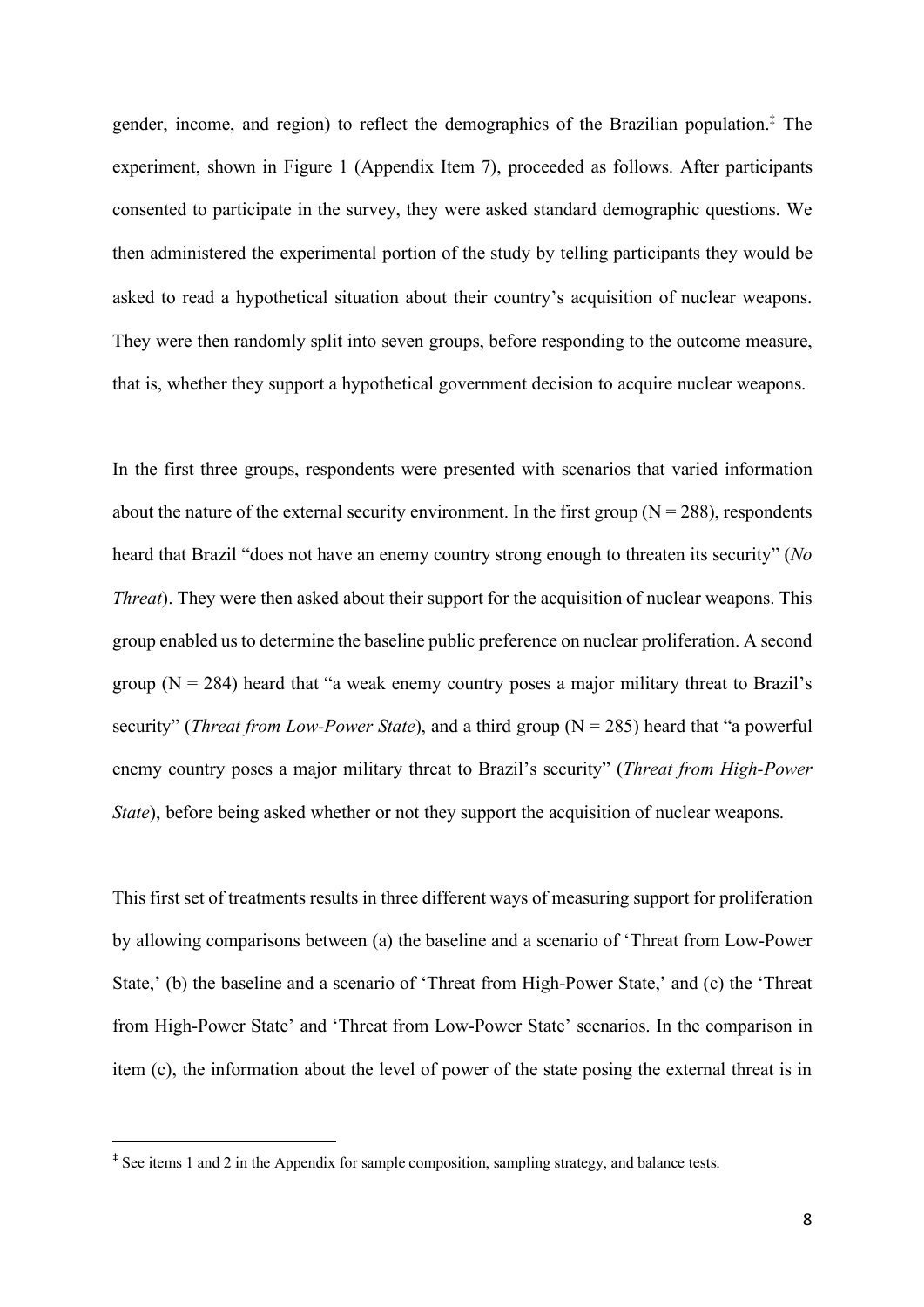gender, income, and region) to reflect the demographics of the Brazilian population.[‡] The experiment, shown in Figure 1 (Appendix Item 7), proceeded as follows. After participants consented to participate in the survey, they were asked standard demographic questions. We then administered the experimental portion of the study by telling participants they would be asked to read a hypothetical situation about their country's acquisition of nuclear weapons. They were then randomly split into seven groups, before responding to the outcome measure, that is, whether they support a hypothetical government decision to acquire nuclear weapons.

In the first three groups, respondents were presented with scenarios that varied information about the nature of the external security environment. In the first group (N = 288), respondents heard that Brazil "does not have an enemy country strong enough to threaten its security" (*No Threat*). They were then asked about their support for the acquisition of nuclear weapons. This group enabled us to determine the baseline public preference on nuclear proliferation. A second group (N = 284) heard that "a weak enemy country poses a major military threat to Brazil's security" (*Threat from Low-Power State*), and a third group (N = 285) heard that "a powerful enemy country poses a major military threat to Brazil's security" (*Threat from High-Power State*), before being asked whether or not they support the acquisition of nuclear weapons.

This first set of treatments results in three different ways of measuring support for proliferation by allowing comparisons between (a) the baseline and a scenario of 'Threat from Low-Power State,' (b) the baseline and a scenario of 'Threat from High-Power State,' and (c) the 'Threat from High-Power State' and 'Threat from Low-Power State' scenarios. In the comparison in item (c), the information about the level of power of the state posing the external threat is in

[‡] See items 1 and 2 in the Appendix for sample composition, sampling strategy, and balance tests.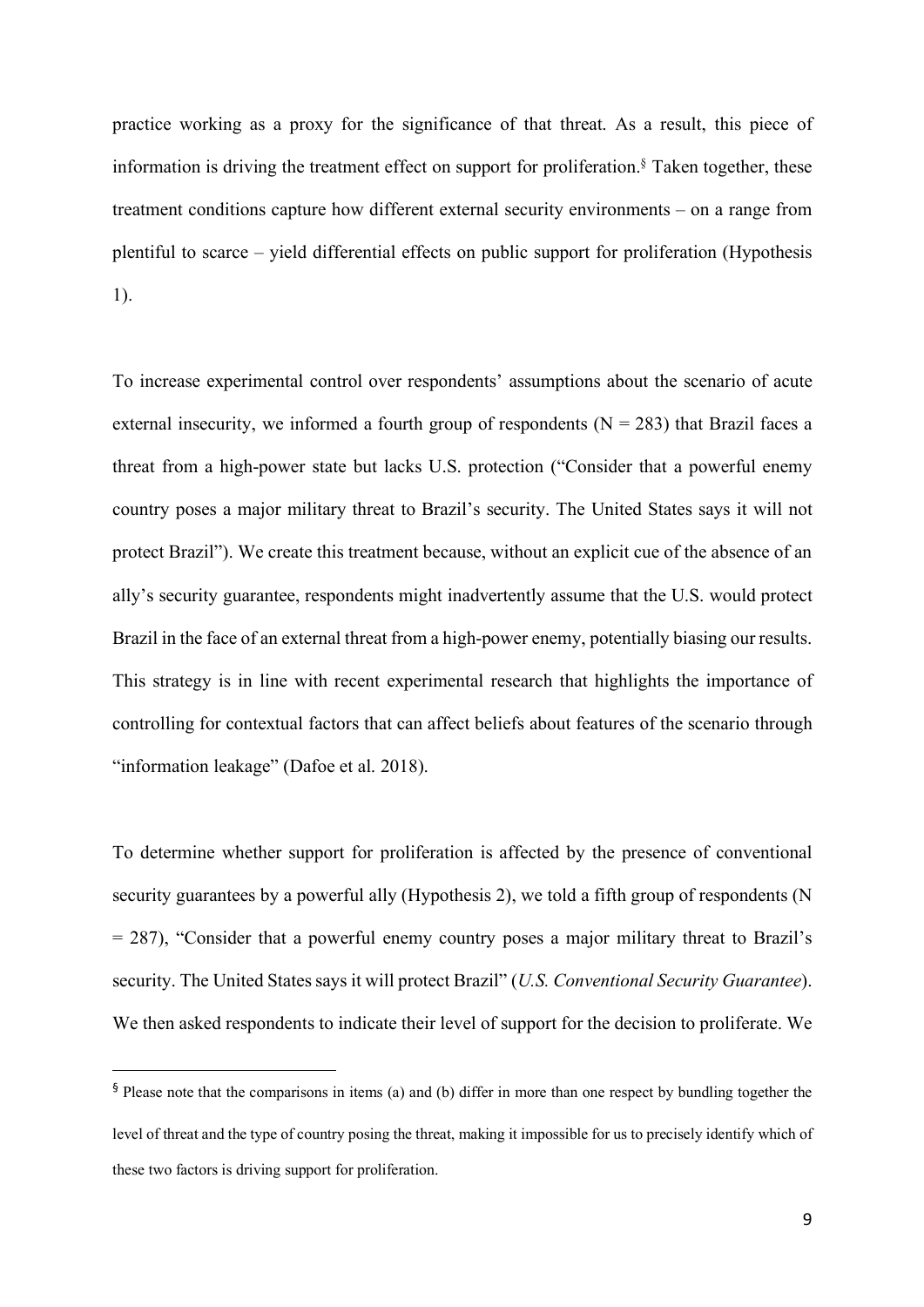practice working as a proxy for the significance of that threat. As a result, this piece of information is driving the treatment effect on support for proliferation.[§] Taken together, these treatment conditions capture how different external security environments – on a range from plentiful to scarce – yield differential effects on public support for proliferation (Hypothesis 1).

To increase experimental control over respondents' assumptions about the scenario of acute external insecurity, we informed a fourth group of respondents (N = 283) that Brazil faces a threat from a high-power state but lacks U.S. protection ("Consider that a powerful enemy country poses a major military threat to Brazil's security. The United States says it will not protect Brazil"). We create this treatment because, without an explicit cue of the absence of an ally's security guarantee, respondents might inadvertently assume that the U.S. would protect Brazil in the face of an external threat from a high-power enemy, potentially biasing our results. This strategy is in line with recent experimental research that highlights the importance of controlling for contextual factors that can affect beliefs about features of the scenario through "information leakage" (Dafoe et al. 2018).

To determine whether support for proliferation is affected by the presence of conventional security guarantees by a powerful ally (Hypothesis 2), we told a fifth group of respondents (N = 287), "Consider that a powerful enemy country poses a major military threat to Brazil's security. The United States says it will protect Brazil" (*U.S. Conventional Security Guarantee*). We then asked respondents to indicate their level of support for the decision to proliferate. We

[§] Please note that the comparisons in items (a) and (b) differ in more than one respect by bundling together the level of threat and the type of country posing the threat, making it impossible for us to precisely identify which of these two factors is driving support for proliferation.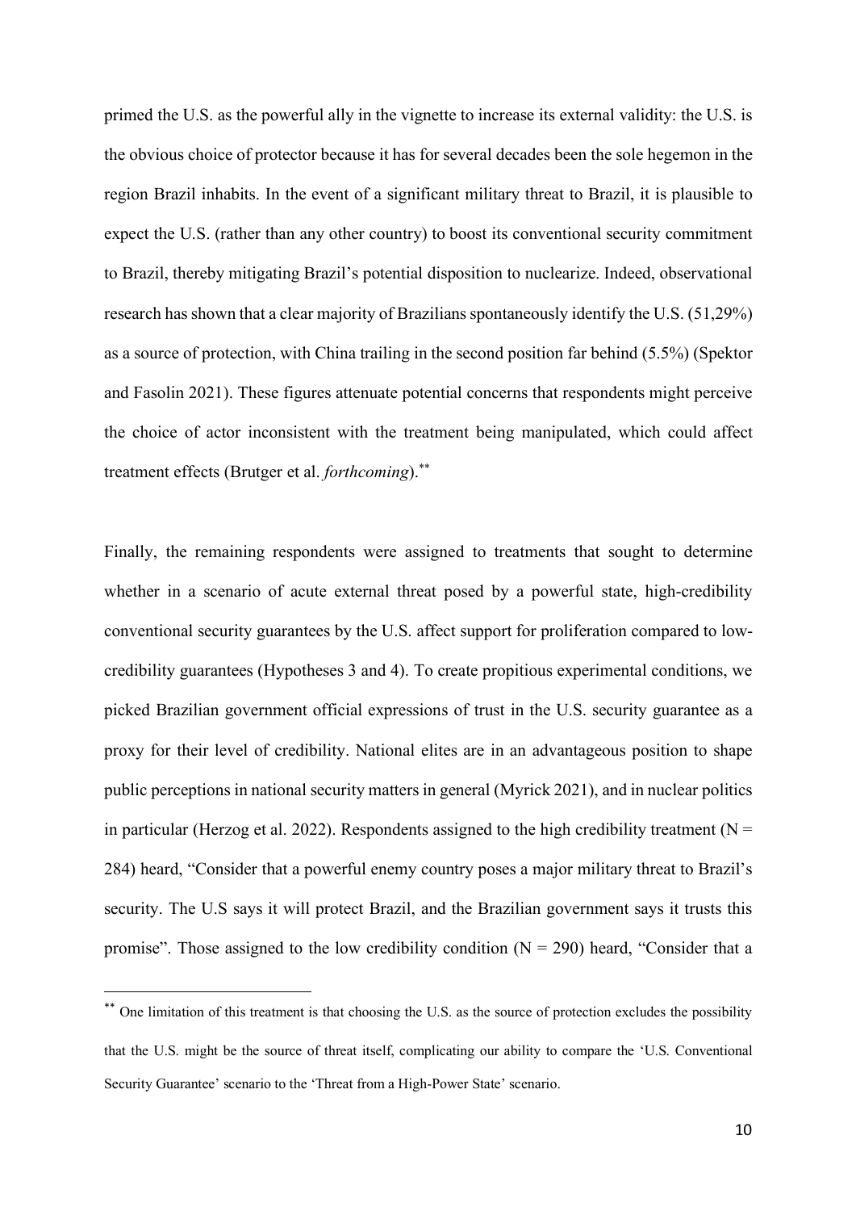primed the U.S. as the powerful ally in the vignette to increase its external validity: the U.S. is the obvious choice of protector because it has for several decades been the sole hegemon in the region Brazil inhabits. In the event of a significant military threat to Brazil, it is plausible to expect the U.S. (rather than any other country) to boost its conventional security commitment to Brazil, thereby mitigating Brazil's potential disposition to nuclearize. Indeed, observational research has shown that a clear majority of Brazilians spontaneously identify the U.S. (51,29%) as a source of protection, with China trailing in the second position far behind (5.5%) (Spektor and Fasolin 2021). These figures attenuate potential concerns that respondents might perceive the choice of actor inconsistent with the treatment being manipulated, which could affect treatment effects (Brutger et al. *forthcoming*).[**]

Finally, the remaining respondents were assigned to treatments that sought to determine whether in a scenario of acute external threat posed by a powerful state, high-credibility conventional security guarantees by the U.S. affect support for proliferation compared to low-credibility guarantees (Hypotheses 3 and 4). To create propitious experimental conditions, we picked Brazilian government official expressions of trust in the U.S. security guarantee as a proxy for their level of credibility. National elites are in an advantageous position to shape public perceptions in national security matters in general (Myrick 2021), and in nuclear politics in particular (Herzog et al. 2022). Respondents assigned to the high credibility treatment (N = 284) heard, "Consider that a powerful enemy country poses a major military threat to Brazil's security. The U.S says it will protect Brazil, and the Brazilian government says it trusts this promise". Those assigned to the low credibility condition (N = 290) heard, "Consider that a

[**] One limitation of this treatment is that choosing the U.S. as the source of protection excludes the possibility that the U.S. might be the source of threat itself, complicating our ability to compare the 'U.S. Conventional Security Guarantee' scenario to the 'Threat from a High-Power State' scenario.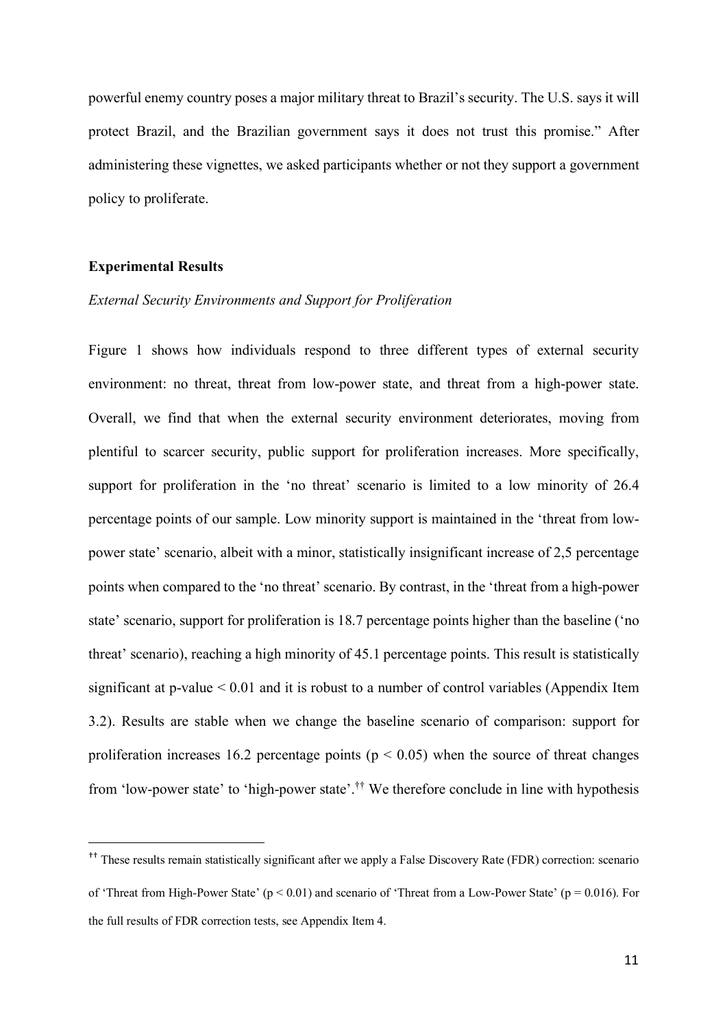powerful enemy country poses a major military threat to Brazil's security. The U.S. says it will protect Brazil, and the Brazilian government says it does not trust this promise." After administering these vignettes, we asked participants whether or not they support a government policy to proliferate.

**Experimental Results**

*External Security Environments and Support for Proliferation*

Figure 1 shows how individuals respond to three different types of external security environment: no threat, threat from low-power state, and threat from a high-power state. Overall, we find that when the external security environment deteriorates, moving from plentiful to scarcer security, public support for proliferation increases. More specifically, support for proliferation in the 'no threat' scenario is limited to a low minority of 26.4 percentage points of our sample. Low minority support is maintained in the 'threat from low-power state' scenario, albeit with a minor, statistically insignificant increase of 2,5 percentage points when compared to the 'no threat' scenario. By contrast, in the 'threat from a high-power state' scenario, support for proliferation is 18.7 percentage points higher than the baseline ('no threat' scenario), reaching a high minority of 45.1 percentage points. This result is statistically significant at p-value $< 0.01$ and it is robust to a number of control variables (Appendix Item 3.2). Results are stable when we change the baseline scenario of comparison: support for proliferation increases 16.2 percentage points ($p < 0.05$) when the source of threat changes from 'low-power state' to 'high-power state'.[††] We therefore conclude in line with hypothesis

[††] These results remain statistically significant after we apply a False Discovery Rate (FDR) correction: scenario of 'Threat from High-Power State' ($p < 0.01$) and scenario of 'Threat from a Low-Power State' ($p = 0.016$). For the full results of FDR correction tests, see Appendix Item 4.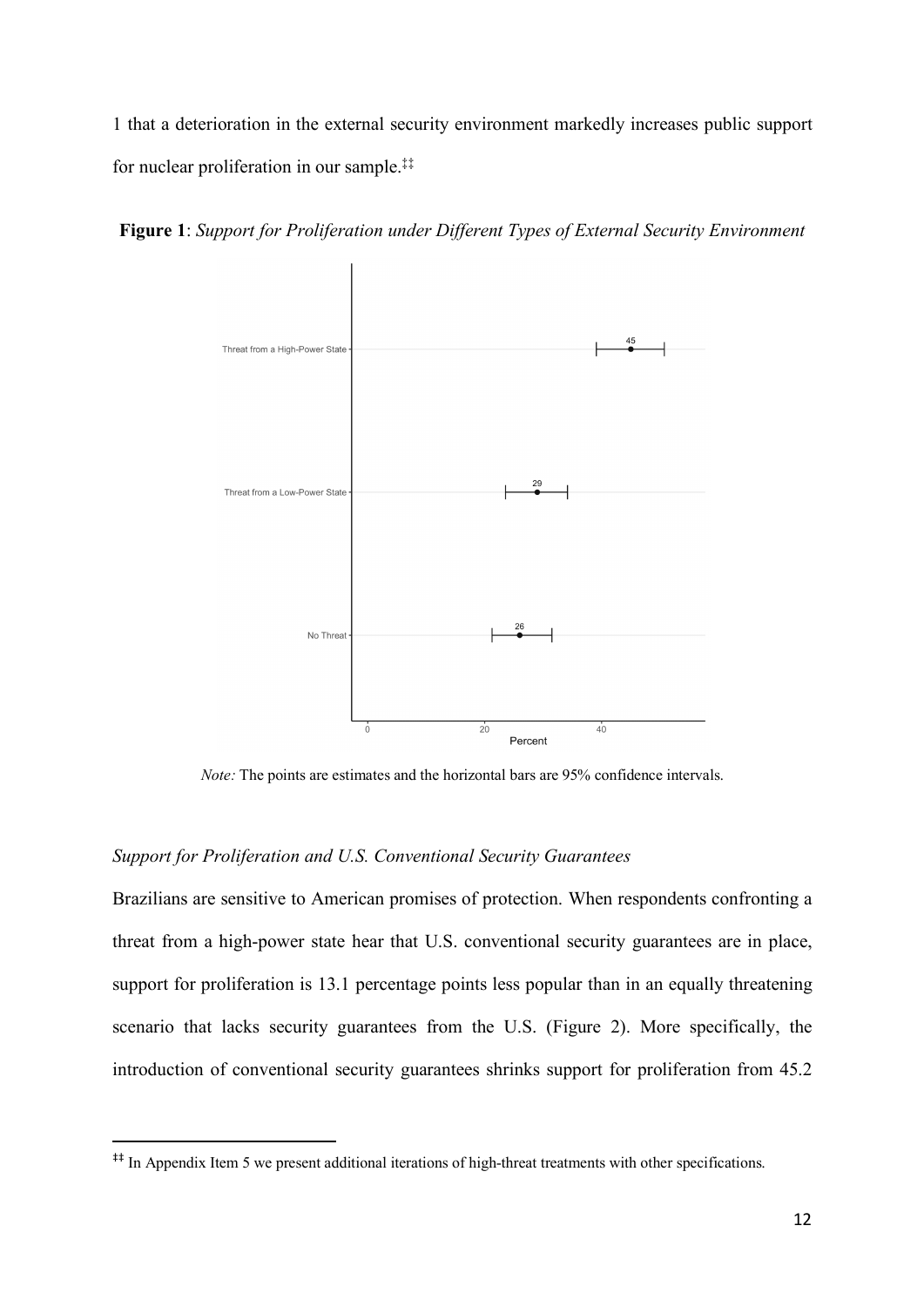1 that a deterioration in the external security environment markedly increases public support for nuclear proliferation in our sample.‡‡

**Figure 1**: *Support for Proliferation under Different Types of External Security Environment*

*Note:* The points are estimates and the horizontal bars are 95% confidence intervals.

*Support for Proliferation and U.S. Conventional Security Guarantees*

Brazilians are sensitive to American promises of protection. When respondents confronting a threat from a high-power state hear that U.S. conventional security guarantees are in place, support for proliferation is 13.1 percentage points less popular than in an equally threatening scenario that lacks security guarantees from the U.S. (Figure 2). More specifically, the introduction of conventional security guarantees shrinks support for proliferation from 45.2

‡‡ In Appendix Item 5 we present additional iterations of high-threat treatments with other specifications.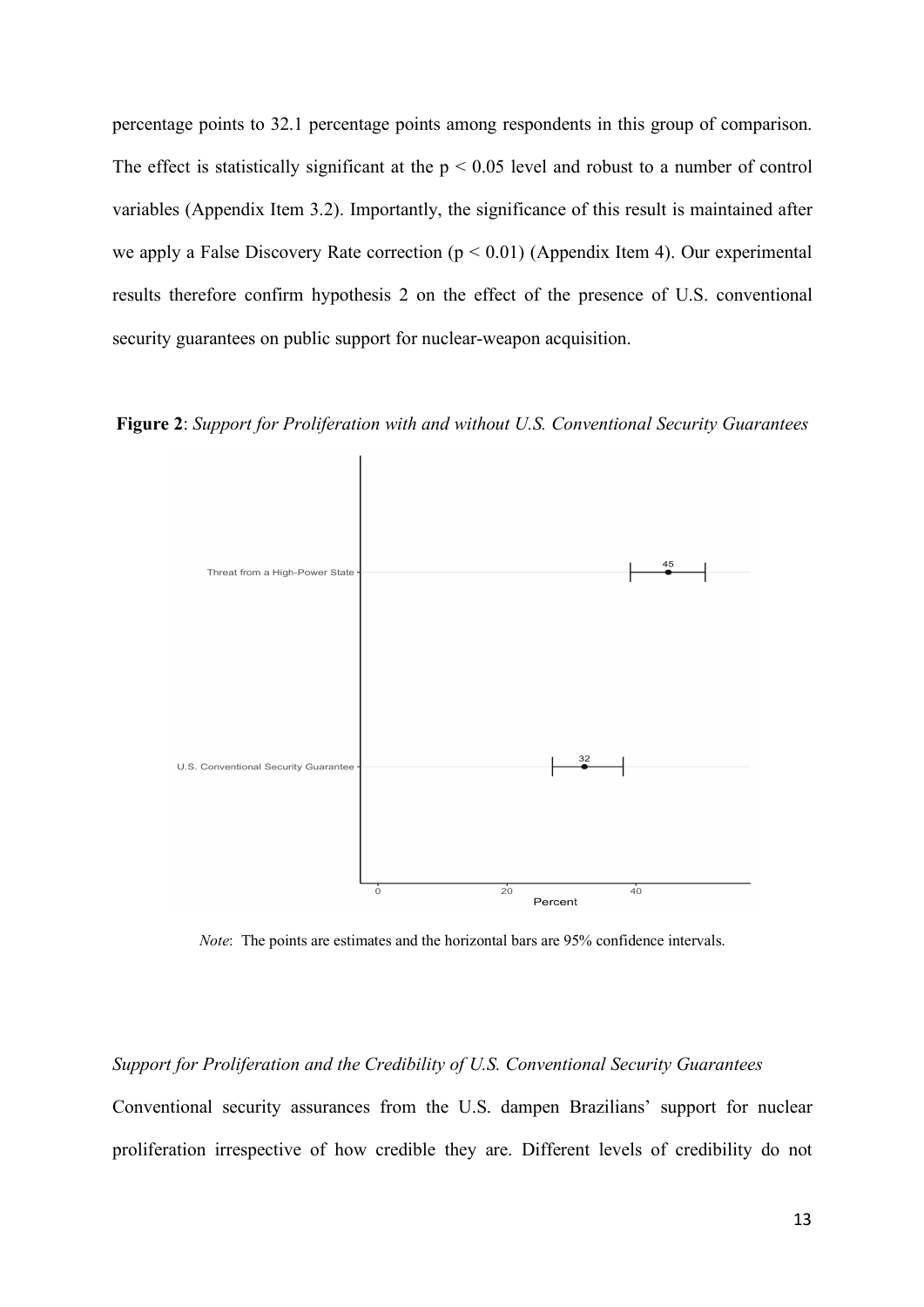percentage points to 32.1 percentage points among respondents in this group of comparison. The effect is statistically significant at the $p < 0.05$ level and robust to a number of control variables (Appendix Item 3.2). Importantly, the significance of this result is maintained after we apply a False Discovery Rate correction ($p < 0.01$) (Appendix Item 4). Our experimental results therefore confirm hypothesis 2 on the effect of the presence of U.S. conventional security guarantees on public support for nuclear-weapon acquisition.

**Figure 2**: *Support for Proliferation with and without U.S. Conventional Security Guarantees*

*Note*: The points are estimates and the horizontal bars are 95% confidence intervals.

*Support for Proliferation and the Credibility of U.S. Conventional Security Guarantees*

Conventional security assurances from the U.S. dampen Brazilians' support for nuclear proliferation irrespective of how credible they are. Different levels of credibility do not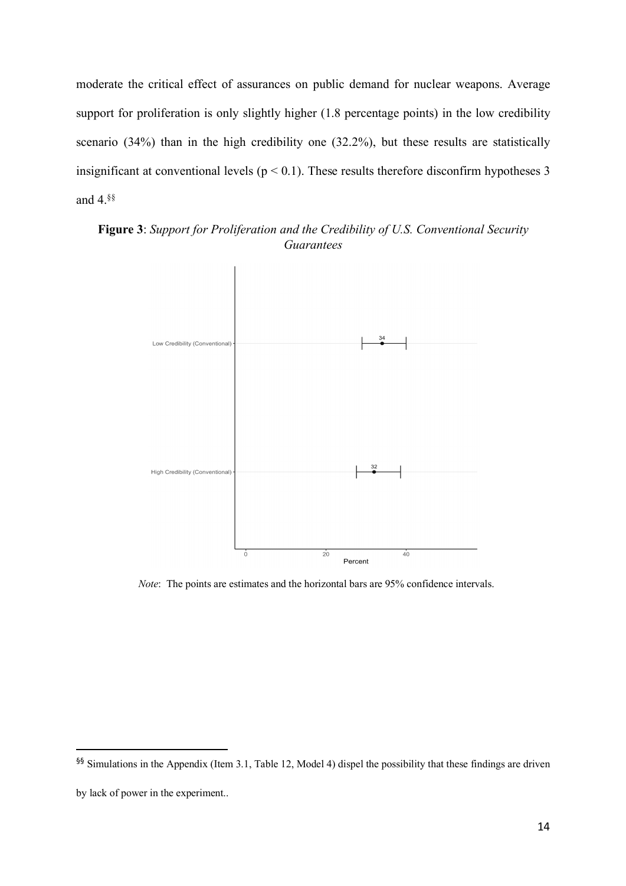moderate the critical effect of assurances on public demand for nuclear weapons. Average support for proliferation is only slightly higher (1.8 percentage points) in the low credibility scenario (34%) than in the high credibility one (32.2%), but these results are statistically insignificant at conventional levels ($p < 0.1$). These results therefore disconfirm hypotheses 3 and 4.[§§]

**Figure 3**: *Support for Proliferation and the Credibility of U.S. Conventional Security Guarantees*

*Note*: The points are estimates and the horizontal bars are 95% confidence intervals.

[§§] Simulations in the Appendix (Item 3.1, Table 12, Model 4) dispel the possibility that these findings are driven by lack of power in the experiment..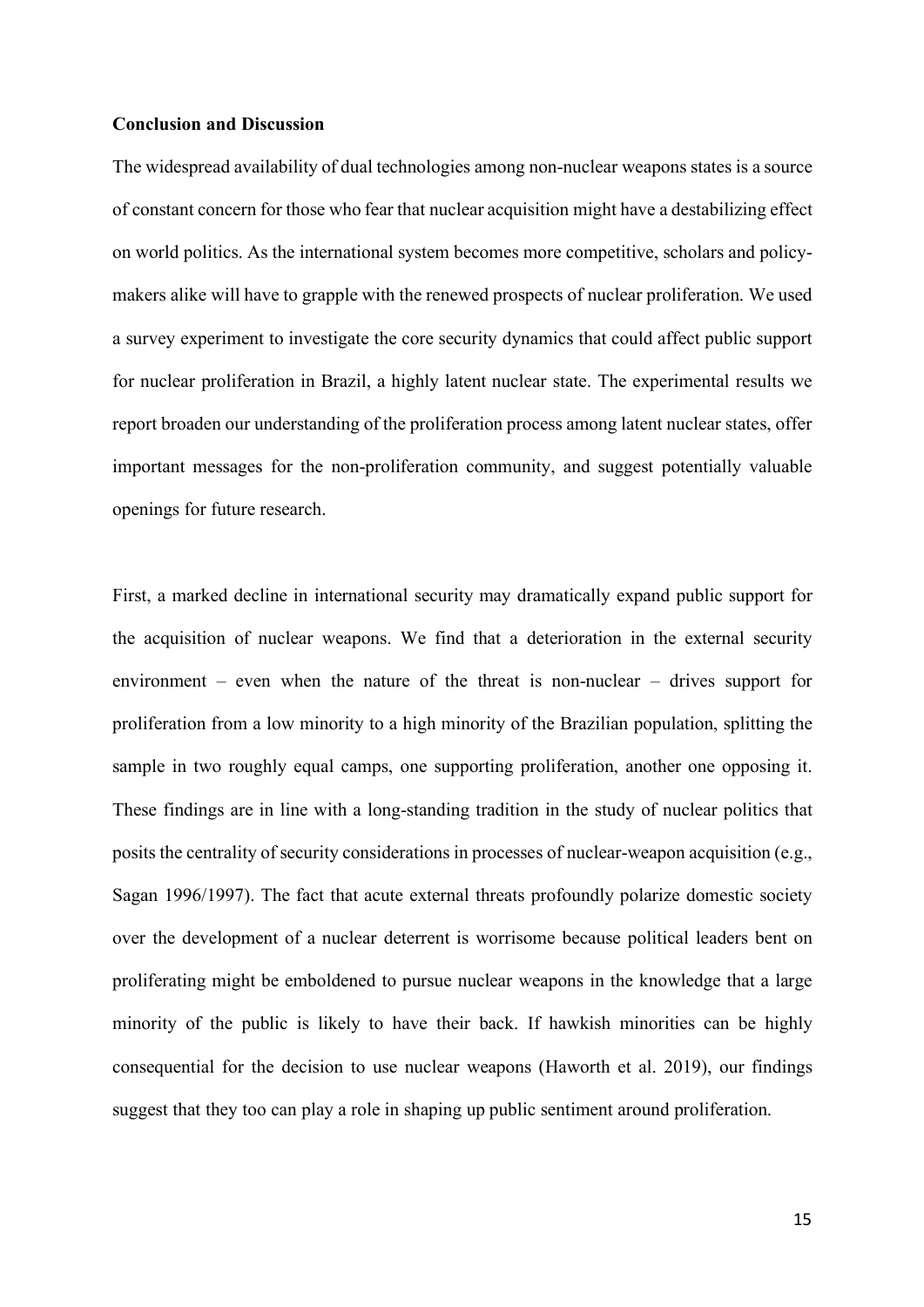**Conclusion and Discussion**

The widespread availability of dual technologies among non-nuclear weapons states is a source of constant concern for those who fear that nuclear acquisition might have a destabilizing effect on world politics. As the international system becomes more competitive, scholars and policy-makers alike will have to grapple with the renewed prospects of nuclear proliferation. We used a survey experiment to investigate the core security dynamics that could affect public support for nuclear proliferation in Brazil, a highly latent nuclear state. The experimental results we report broaden our understanding of the proliferation process among latent nuclear states, offer important messages for the non-proliferation community, and suggest potentially valuable openings for future research.

First, a marked decline in international security may dramatically expand public support for the acquisition of nuclear weapons. We find that a deterioration in the external security environment – even when the nature of the threat is non-nuclear – drives support for proliferation from a low minority to a high minority of the Brazilian population, splitting the sample in two roughly equal camps, one supporting proliferation, another one opposing it. These findings are in line with a long-standing tradition in the study of nuclear politics that posits the centrality of security considerations in processes of nuclear-weapon acquisition (e.g., Sagan 1996/1997). The fact that acute external threats profoundly polarize domestic society over the development of a nuclear deterrent is worrisome because political leaders bent on proliferating might be emboldened to pursue nuclear weapons in the knowledge that a large minority of the public is likely to have their back. If hawkish minorities can be highly consequential for the decision to use nuclear weapons (Haworth et al. 2019), our findings suggest that they too can play a role in shaping up public sentiment around proliferation.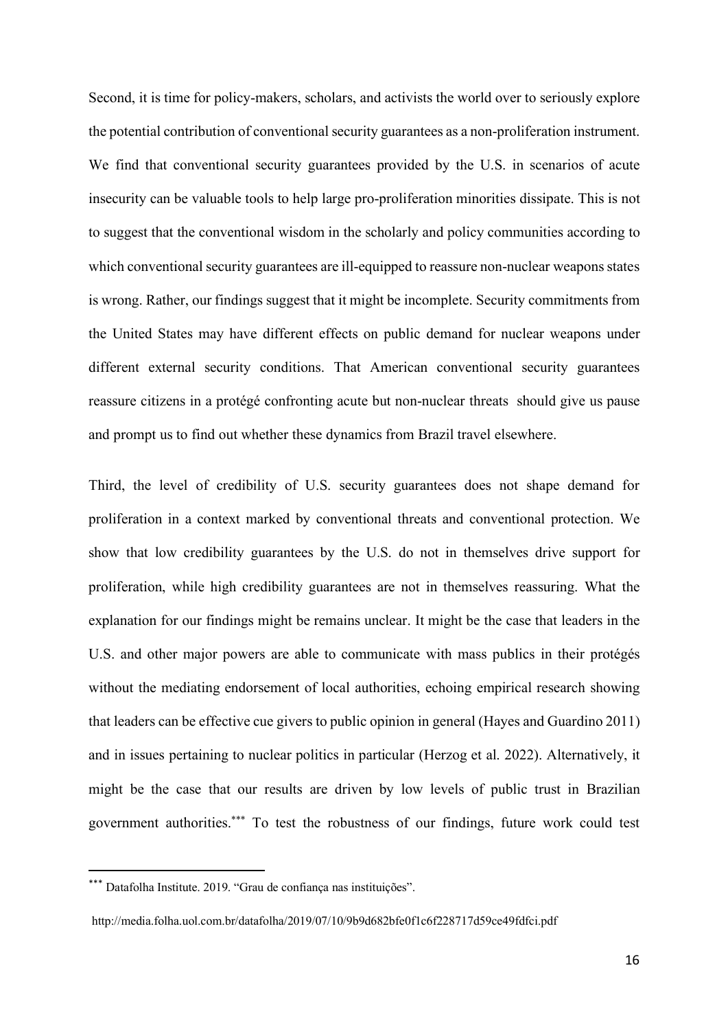Second, it is time for policy-makers, scholars, and activists the world over to seriously explore the potential contribution of conventional security guarantees as a non-proliferation instrument. We find that conventional security guarantees provided by the U.S. in scenarios of acute insecurity can be valuable tools to help large pro-proliferation minorities dissipate. This is not to suggest that the conventional wisdom in the scholarly and policy communities according to which conventional security guarantees are ill-equipped to reassure non-nuclear weapons states is wrong. Rather, our findings suggest that it might be incomplete. Security commitments from the United States may have different effects on public demand for nuclear weapons under different external security conditions. That American conventional security guarantees reassure citizens in a protégé confronting acute but non-nuclear threats should give us pause and prompt us to find out whether these dynamics from Brazil travel elsewhere.

Third, the level of credibility of U.S. security guarantees does not shape demand for proliferation in a context marked by conventional threats and conventional protection. We show that low credibility guarantees by the U.S. do not in themselves drive support for proliferation, while high credibility guarantees are not in themselves reassuring. What the explanation for our findings might be remains unclear. It might be the case that leaders in the U.S. and other major powers are able to communicate with mass publics in their protégés without the mediating endorsement of local authorities, echoing empirical research showing that leaders can be effective cue givers to public opinion in general (Hayes and Guardino 2011) and in issues pertaining to nuclear politics in particular (Herzog et al. 2022). Alternatively, it might be the case that our results are driven by low levels of public trust in Brazilian government authorities.[***] To test the robustness of our findings, future work could test

[***] Datafolha Institute. 2019. "Grau de confiança nas instituições".

http://media.folha.uol.com.br/datafolha/2019/07/10/9b9d682bfe0f1c6f228717d59ce49fdfci.pdf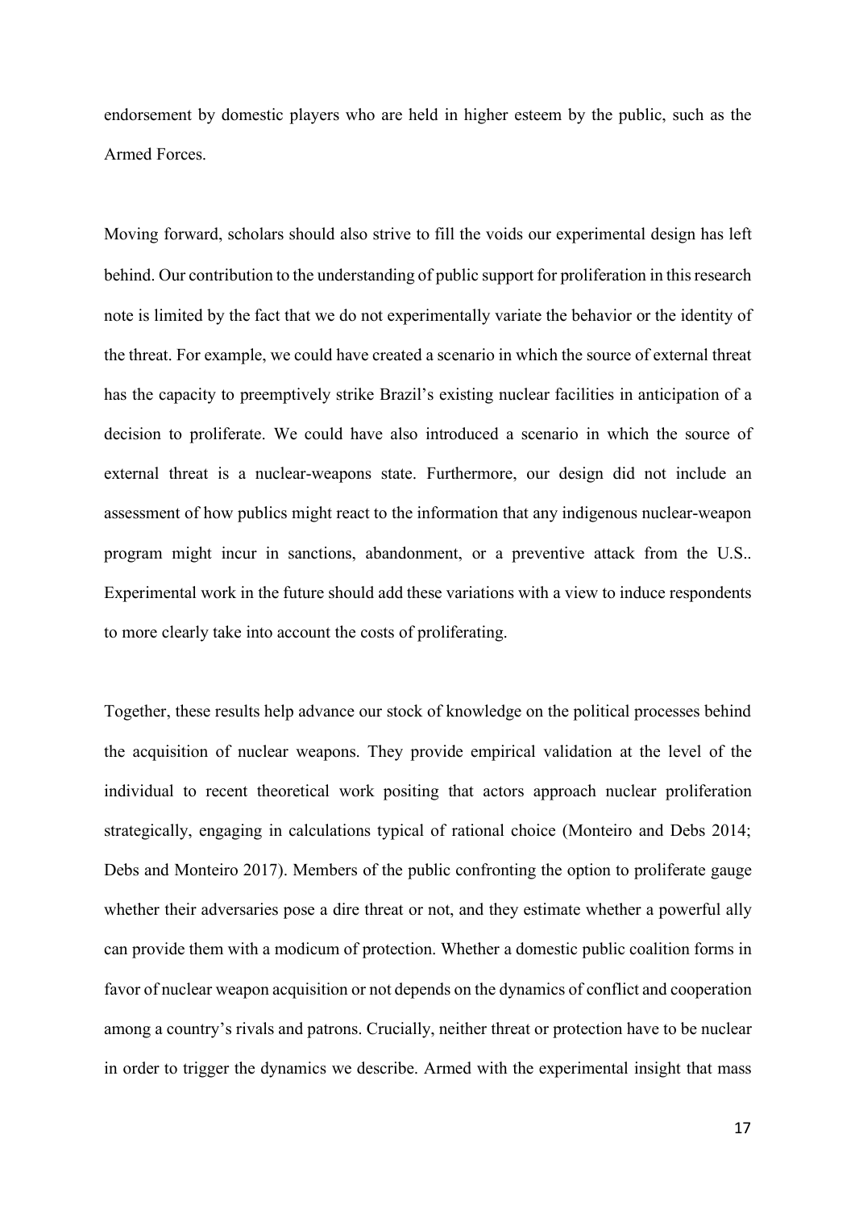endorsement by domestic players who are held in higher esteem by the public, such as the Armed Forces.

Moving forward, scholars should also strive to fill the voids our experimental design has left behind. Our contribution to the understanding of public support for proliferation in this research note is limited by the fact that we do not experimentally variate the behavior or the identity of the threat. For example, we could have created a scenario in which the source of external threat has the capacity to preemptively strike Brazil's existing nuclear facilities in anticipation of a decision to proliferate. We could have also introduced a scenario in which the source of external threat is a nuclear-weapons state. Furthermore, our design did not include an assessment of how publics might react to the information that any indigenous nuclear-weapon program might incur in sanctions, abandonment, or a preventive attack from the U.S.. Experimental work in the future should add these variations with a view to induce respondents to more clearly take into account the costs of proliferating.

Together, these results help advance our stock of knowledge on the political processes behind the acquisition of nuclear weapons. They provide empirical validation at the level of the individual to recent theoretical work positing that actors approach nuclear proliferation strategically, engaging in calculations typical of rational choice (Monteiro and Debs 2014; Debs and Monteiro 2017). Members of the public confronting the option to proliferate gauge whether their adversaries pose a dire threat or not, and they estimate whether a powerful ally can provide them with a modicum of protection. Whether a domestic public coalition forms in favor of nuclear weapon acquisition or not depends on the dynamics of conflict and cooperation among a country's rivals and patrons. Crucially, neither threat or protection have to be nuclear in order to trigger the dynamics we describe. Armed with the experimental insight that mass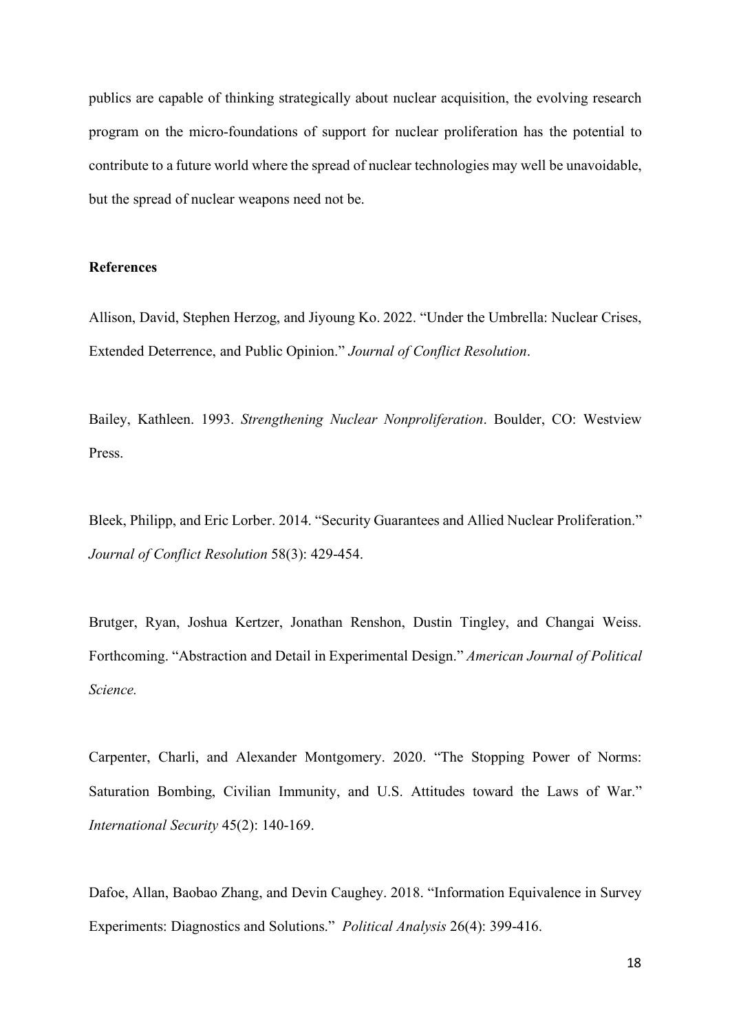publics are capable of thinking strategically about nuclear acquisition, the evolving research program on the micro-foundations of support for nuclear proliferation has the potential to contribute to a future world where the spread of nuclear technologies may well be unavoidable, but the spread of nuclear weapons need not be.

**References**

Allison, David, Stephen Herzog, and Jiyoung Ko. 2022. "Under the Umbrella: Nuclear Crises, Extended Deterrence, and Public Opinion." *Journal of Conflict Resolution*.

Bailey, Kathleen. 1993. *Strengthening Nuclear Nonproliferation*. Boulder, CO: Westview Press.

Bleek, Philipp, and Eric Lorber. 2014. "Security Guarantees and Allied Nuclear Proliferation." *Journal of Conflict Resolution* 58(3): 429-454.

Brutger, Ryan, Joshua Kertzer, Jonathan Renshon, Dustin Tingley, and Changai Weiss. Forthcoming. "Abstraction and Detail in Experimental Design." *American Journal of Political Science.*

Carpenter, Charli, and Alexander Montgomery. 2020. "The Stopping Power of Norms: Saturation Bombing, Civilian Immunity, and U.S. Attitudes toward the Laws of War." *International Security* 45(2): 140-169.

Dafoe, Allan, Baobao Zhang, and Devin Caughey. 2018. "Information Equivalence in Survey Experiments: Diagnostics and Solutions." *Political Analysis* 26(4): 399-416.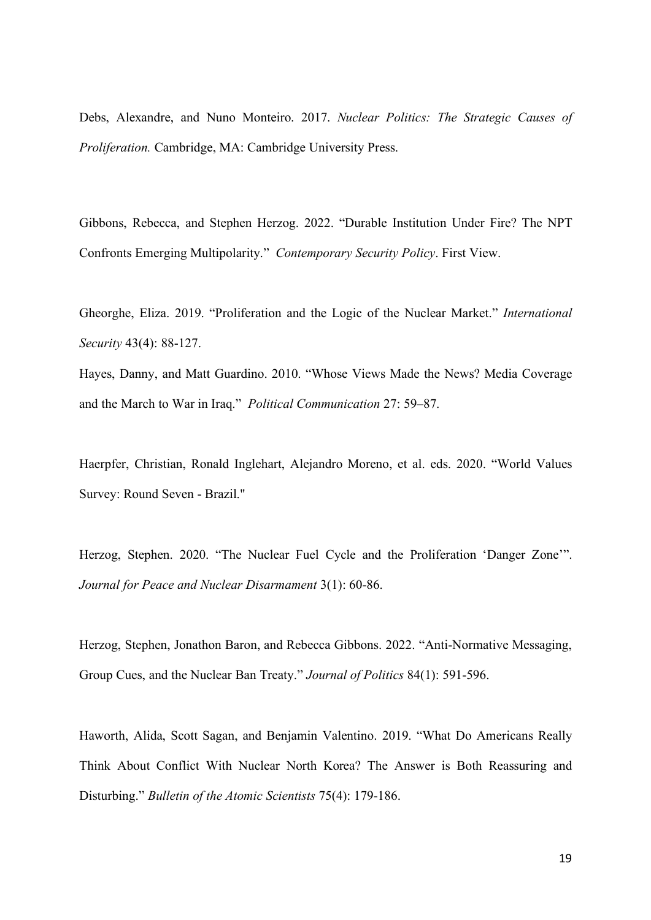Debs, Alexandre, and Nuno Monteiro. 2017. *Nuclear Politics: The Strategic Causes of Proliferation.* Cambridge, MA: Cambridge University Press.

Gibbons, Rebecca, and Stephen Herzog. 2022. "Durable Institution Under Fire? The NPT Confronts Emerging Multipolarity." *Contemporary Security Policy*. First View.

Gheorghe, Eliza. 2019. "Proliferation and the Logic of the Nuclear Market." *International Security* 43(4): 88-127.

Hayes, Danny, and Matt Guardino. 2010. "Whose Views Made the News? Media Coverage and the March to War in Iraq." *Political Communication* 27: 59–87.

Haerpfer, Christian, Ronald Inglehart, Alejandro Moreno, et al. eds. 2020. "World Values Survey: Round Seven - Brazil."

Herzog, Stephen. 2020. "The Nuclear Fuel Cycle and the Proliferation 'Danger Zone'". *Journal for Peace and Nuclear Disarmament* 3(1): 60-86.

Herzog, Stephen, Jonathon Baron, and Rebecca Gibbons. 2022. "Anti-Normative Messaging, Group Cues, and the Nuclear Ban Treaty." *Journal of Politics* 84(1): 591-596.

Haworth, Alida, Scott Sagan, and Benjamin Valentino. 2019. "What Do Americans Really Think About Conflict With Nuclear North Korea? The Answer is Both Reassuring and Disturbing." *Bulletin of the Atomic Scientists* 75(4): 179-186.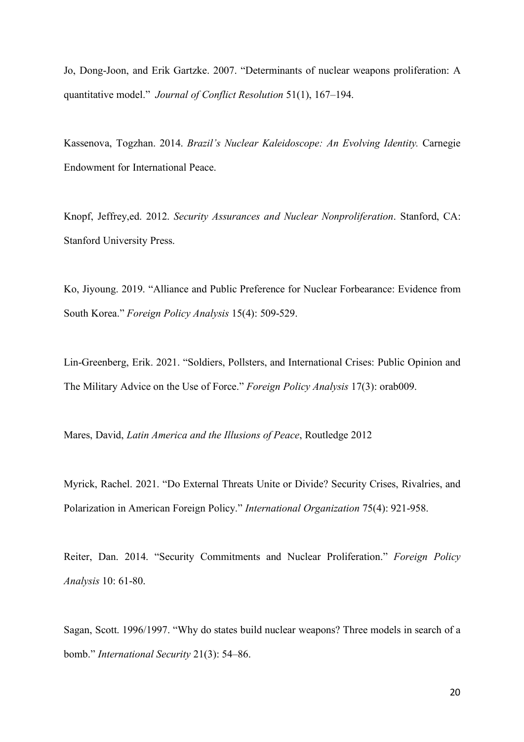Jo, Dong-Joon, and Erik Gartzke. 2007. "Determinants of nuclear weapons proliferation: A quantitative model." *Journal of Conflict Resolution* 51(1), 167–194.

Kassenova, Togzhan. 2014. *Brazil's Nuclear Kaleidoscope: An Evolving Identity.* Carnegie Endowment for International Peace.

Knopf, Jeffrey,ed. 2012. *Security Assurances and Nuclear Nonproliferation*. Stanford, CA: Stanford University Press.

Ko, Jiyoung. 2019. "Alliance and Public Preference for Nuclear Forbearance: Evidence from South Korea." *Foreign Policy Analysis* 15(4): 509-529.

Lin-Greenberg, Erik. 2021. "Soldiers, Pollsters, and International Crises: Public Opinion and The Military Advice on the Use of Force." *Foreign Policy Analysis* 17(3): orab009.

Mares, David, *Latin America and the Illusions of Peace*, Routledge 2012

Myrick, Rachel. 2021. "Do External Threats Unite or Divide? Security Crises, Rivalries, and Polarization in American Foreign Policy." *International Organization* 75(4): 921-958.

Reiter, Dan. 2014. "Security Commitments and Nuclear Proliferation." *Foreign Policy Analysis* 10: 61-80.

Sagan, Scott. 1996/1997. "Why do states build nuclear weapons? Three models in search of a bomb." *International Security* 21(3): 54–86.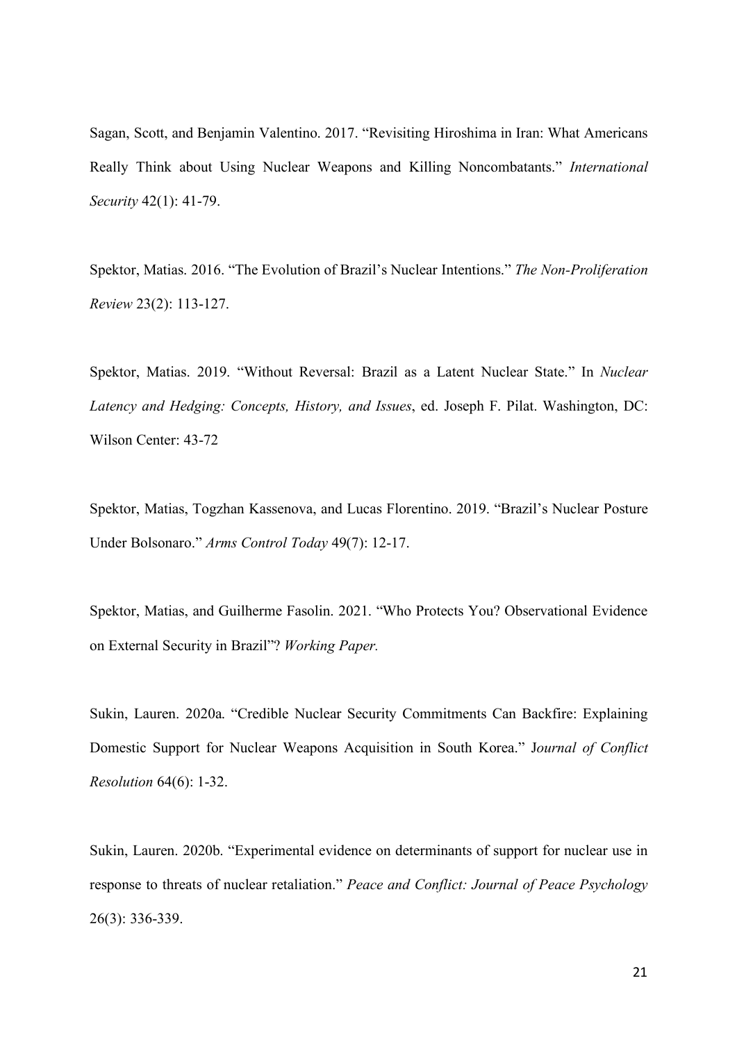Sagan, Scott, and Benjamin Valentino. 2017. "Revisiting Hiroshima in Iran: What Americans Really Think about Using Nuclear Weapons and Killing Noncombatants." *International Security* 42(1): 41-79.

Spektor, Matias. 2016. "The Evolution of Brazil's Nuclear Intentions." *The Non-Proliferation Review* 23(2): 113-127.

Spektor, Matias. 2019. "Without Reversal: Brazil as a Latent Nuclear State." In *Nuclear Latency and Hedging: Concepts, History, and Issues*, ed. Joseph F. Pilat. Washington, DC: Wilson Center: 43-72

Spektor, Matias, Togzhan Kassenova, and Lucas Florentino. 2019. "Brazil's Nuclear Posture Under Bolsonaro." *Arms Control Today* 49(7): 12-17.

Spektor, Matias, and Guilherme Fasolin. 2021. "Who Protects You? Observational Evidence on External Security in Brazil"? *Working Paper.*

Sukin, Lauren. 2020a. "Credible Nuclear Security Commitments Can Backfire: Explaining Domestic Support for Nuclear Weapons Acquisition in South Korea." J*ournal of Conflict Resolution* 64(6): 1-32.

Sukin, Lauren. 2020b. "Experimental evidence on determinants of support for nuclear use in response to threats of nuclear retaliation." *Peace and Conflict: Journal of Peace Psychology* 26(3): 336-339.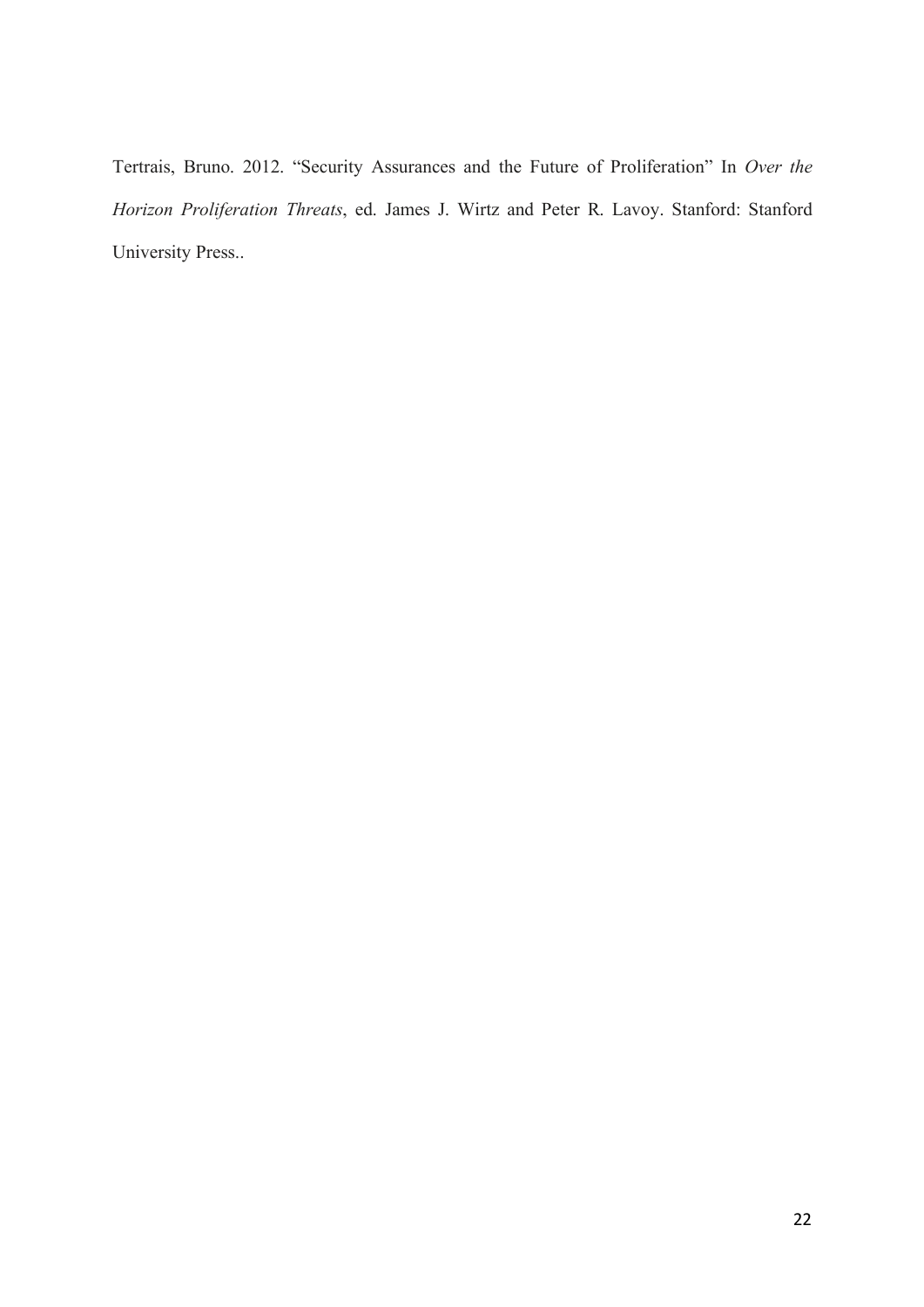Tertrais, Bruno. 2012. "Security Assurances and the Future of Proliferation" In *Over the Horizon Proliferation Threats*, ed. James J. Wirtz and Peter R. Lavoy. Stanford: Stanford University Press..